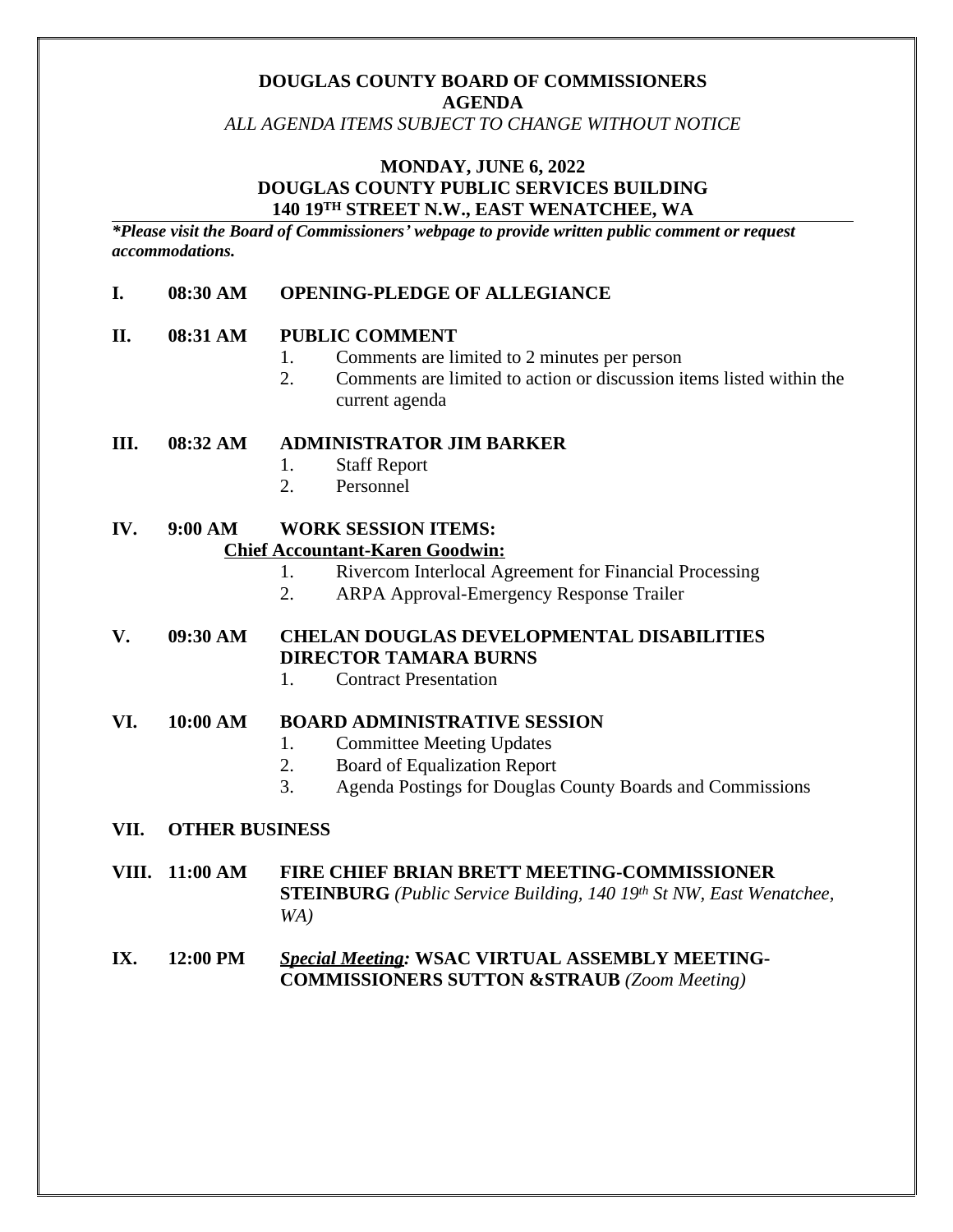**DOUGLAS COUNTY BOARD OF COMMISSIONERS**
**AGENDA**
*ALL AGENDA ITEMS SUBJECT TO CHANGE WITHOUT NOTICE*

**MONDAY, JUNE 6, 2022**
**DOUGLAS COUNTY PUBLIC SERVICES BUILDING**
**140 19TH STREET N.W., EAST WENATCHEE, WA**

***Please visit the Board of Commissioners' webpage to provide written public comment or request accommodations.***

**I. 08:30 AM OPENING-PLEDGE OF ALLEGIANCE**

**II. 08:31 AM PUBLIC COMMENT**

1. Comments are limited to 2 minutes per person
2. Comments are limited to action or discussion items listed within the current agenda

**III. 08:32 AM ADMINISTRATOR JIM BARKER**

1. Staff Report
2. Personnel

**IV. 9:00 AM WORK SESSION ITEMS:**

**Chief Accountant-Karen Goodwin:**

1. Rivercom Interlocal Agreement for Financial Processing
2. ARPA Approval-Emergency Response Trailer

**V. 09:30 AM CHELAN DOUGLAS DEVELOPMENTAL DISABILITIES DIRECTOR TAMARA BURNS**

1. Contract Presentation

**VI. 10:00 AM BOARD ADMINISTRATIVE SESSION**

1. Committee Meeting Updates
2. Board of Equalization Report
3. Agenda Postings for Douglas County Boards and Commissions

**VII. OTHER BUSINESS**

**VIII. 11:00 AM FIRE CHIEF BRIAN BRETT MEETING-COMMISSIONER STEINBURG** *(Public Service Building, 140 19th St NW, East Wenatchee, WA)*

**IX. 12:00 PM** ***Special Meeting:*** **WSAC VIRTUAL ASSEMBLY MEETING-COMMISSIONERS SUTTON &STRAUB** *(Zoom Meeting)*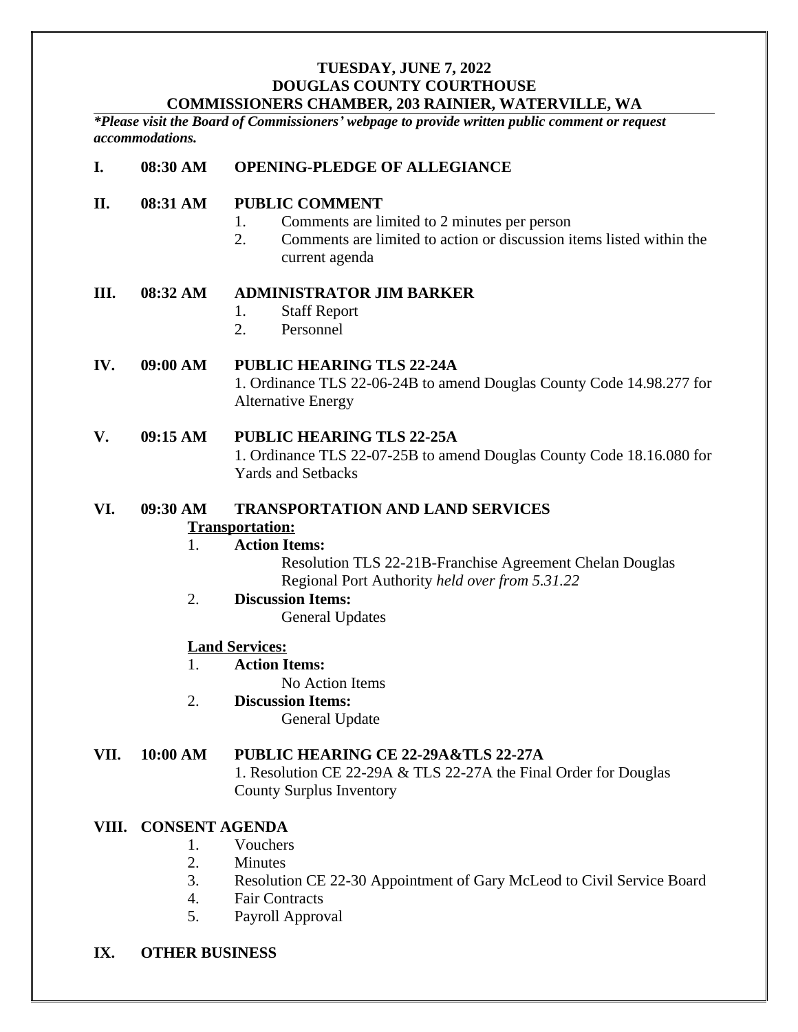**TUESDAY, JUNE 7, 2022**
**DOUGLAS COUNTY COURTHOUSE**
**COMMISSIONERS CHAMBER, 203 RAINIER, WATERVILLE, WA**

***Please visit the Board of Commissioners' webpage to provide written public comment or request accommodations.***

**I. 08:30 AM OPENING-PLEDGE OF ALLEGIANCE**

**II. 08:31 AM PUBLIC COMMENT**

1. Comments are limited to 2 minutes per person
2. Comments are limited to action or discussion items listed within the current agenda

**III. 08:32 AM ADMINISTRATOR JIM BARKER**

1. Staff Report
2. Personnel

**IV. 09:00 AM PUBLIC HEARING TLS 22-24A**

1. Ordinance TLS 22-06-24B to amend Douglas County Code 14.98.277 for Alternative Energy

**V. 09:15 AM PUBLIC HEARING TLS 22-25A**

1. Ordinance TLS 22-07-25B to amend Douglas County Code 18.16.080 for Yards and Setbacks

**VI. 09:30 AM TRANSPORTATION AND LAND SERVICES**

**<u>Transportation:</u>**

1. **Action Items:**
   Resolution TLS 22-21B-Franchise Agreement Chelan Douglas Regional Port Authority *held over from 5.31.22*
2. **Discussion Items:**
   General Updates

**<u>Land Services:</u>**

1. **Action Items:**
   No Action Items
2. **Discussion Items:**
   General Update

**VII. 10:00 AM PUBLIC HEARING CE 22-29A&TLS 22-27A**

1. Resolution CE 22-29A & TLS 22-27A the Final Order for Douglas County Surplus Inventory

**VIII. CONSENT AGENDA**

1. Vouchers
2. Minutes
3. Resolution CE 22-30 Appointment of Gary McLeod to Civil Service Board
4. Fair Contracts
5. Payroll Approval

**IX. OTHER BUSINESS**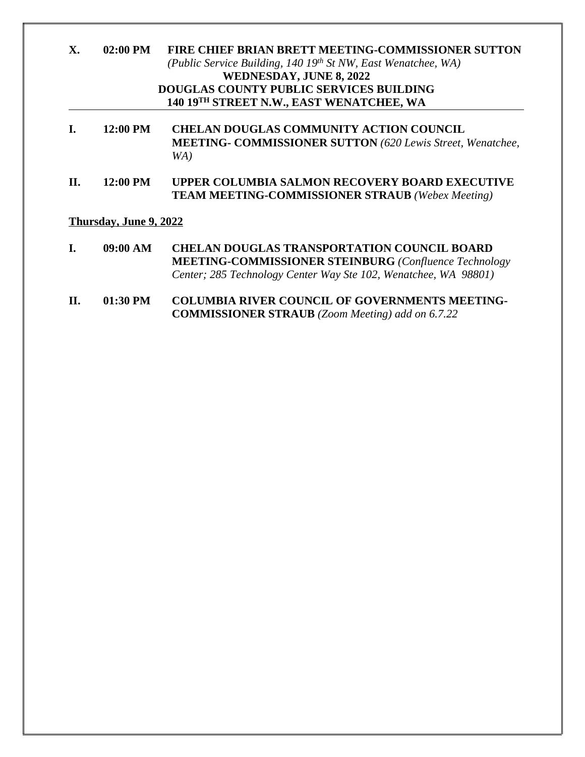**X. 02:00 PM FIRE CHIEF BRIAN BRETT MEETING-COMMISSIONER SUTTON** *(Public Service Building, 140 19th St NW, East Wenatchee, WA)*

**WEDNESDAY, JUNE 8, 2022**
**DOUGLAS COUNTY PUBLIC SERVICES BUILDING**
**140 19TH STREET N.W., EAST WENATCHEE, WA**

---

**I. 12:00 PM CHELAN DOUGLAS COMMUNITY ACTION COUNCIL MEETING- COMMISSIONER SUTTON** *(620 Lewis Street, Wenatchee, WA)*

**II. 12:00 PM UPPER COLUMBIA SALMON RECOVERY BOARD EXECUTIVE TEAM MEETING-COMMISSIONER STRAUB** *(Webex Meeting)*

**Thursday, June 9, 2022**

**I. 09:00 AM CHELAN DOUGLAS TRANSPORTATION COUNCIL BOARD MEETING-COMMISSIONER STEINBURG** *(Confluence Technology Center; 285 Technology Center Way Ste 102, Wenatchee, WA 98801)*

**II. 01:30 PM COLUMBIA RIVER COUNCIL OF GOVERNMENTS MEETING-COMMISSIONER STRAUB** *(Zoom Meeting) add on 6.7.22*